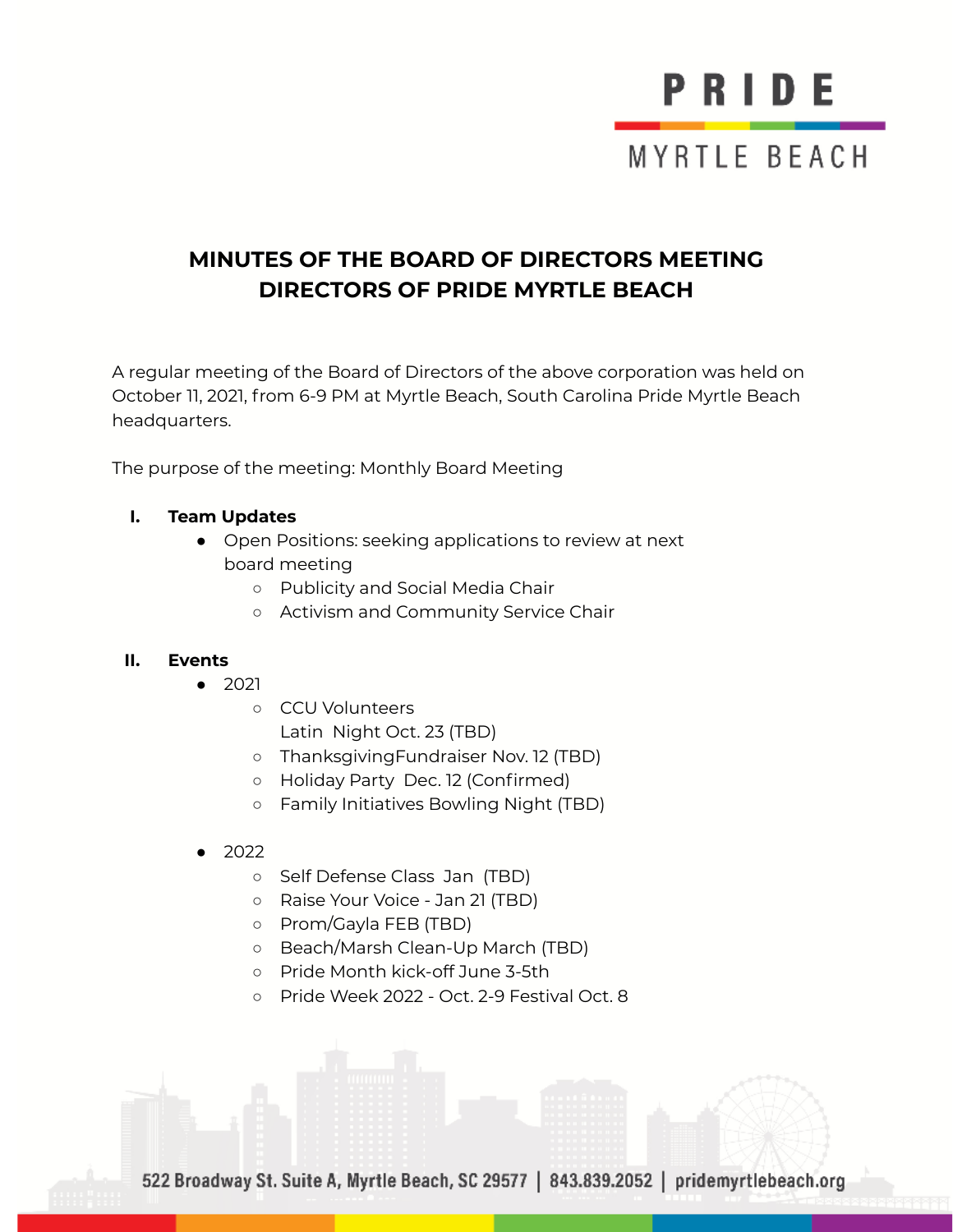PRIDE

MYRTLE BEACH

# MINUTES OF THE BOARD OF DIRECTORS MEETING DIRECTORS OF PRIDE MYRTLE BEACH

A regular meeting of the Board of Directors of the above corporation was held on October 11, 2021, from 6-9 PM at Myrtle Beach, South Carolina Pride Myrtle Beach headquarters.

The purpose of the meeting: Monthly Board Meeting

## I. Team Updates

- Open Positions: seeking applications to review at next board meeting
  - Publicity and Social Media Chair
  - Activism and Community Service Chair

## II. Events

- 2021
  - CCU Volunteers
    Latin Night Oct. 23 (TBD)
  - ThanksgivingFundraiser Nov. 12 (TBD)
  - Holiday Party Dec. 12 (Confirmed)
  - Family Initiatives Bowling Night (TBD)

- 2022
  - Self Defense Class Jan (TBD)
  - Raise Your Voice - Jan 21 (TBD)
  - Prom/Gayla FEB (TBD)
  - Beach/Marsh Clean-Up March (TBD)
  - Pride Month kick-off June 3-5th
  - Pride Week 2022 - Oct. 2-9 Festival Oct. 8

522 Broadway St. Suite A, Myrtle Beach, SC 29577 | 843.839.2052 | pridemyrtlebeach.org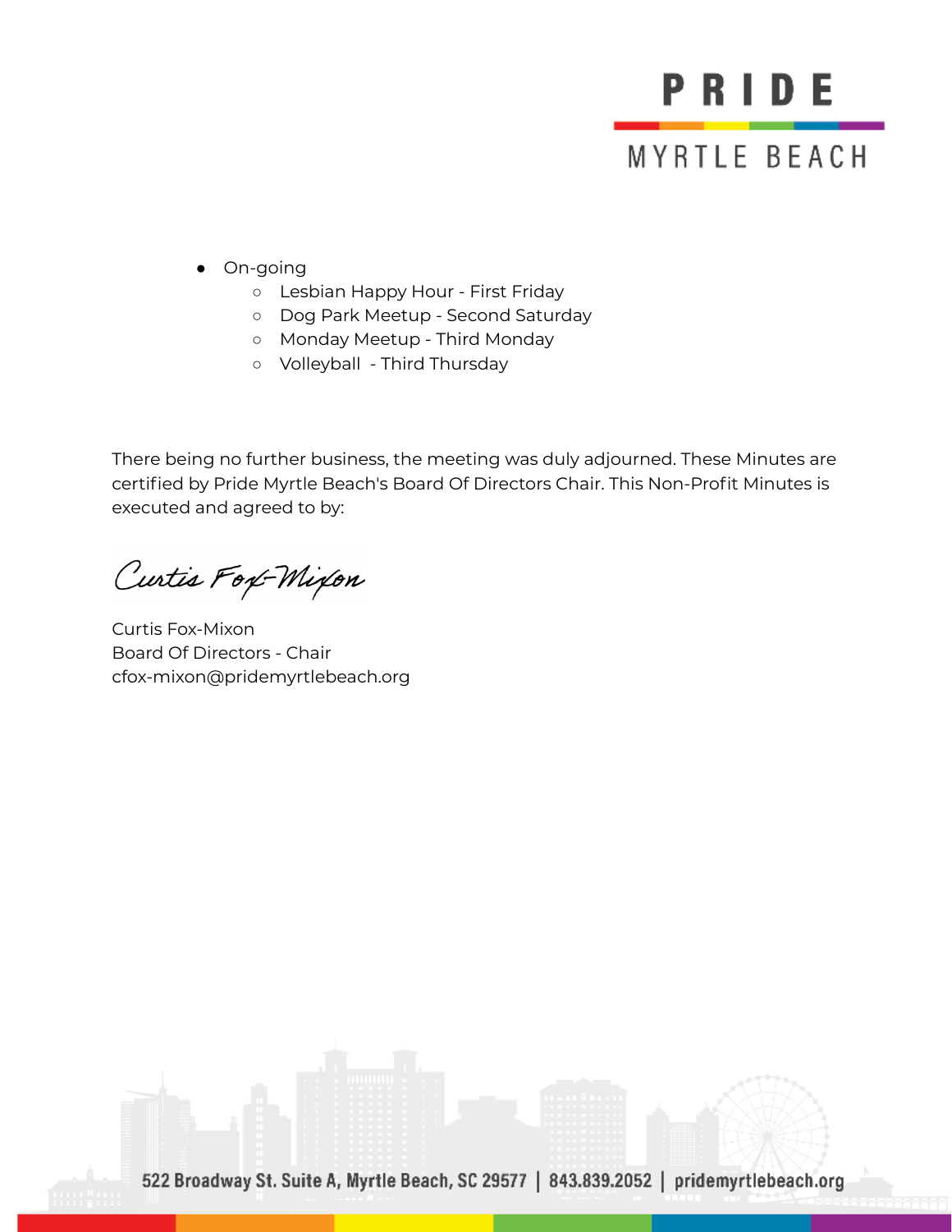- On-going
  - Lesbian Happy Hour - First Friday
  - Dog Park Meetup - Second Saturday
  - Monday Meetup - Third Monday
  - Volleyball - Third Thursday

There being no further business, the meeting was duly adjourned. These Minutes are certified by Pride Myrtle Beach's Board Of Directors Chair. This Non-Profit Minutes is executed and agreed to by:

Curtis Fox-Mixon

Curtis Fox-Mixon
Board Of Directors - Chair
cfox-mixon@pridemyrtlebeach.org